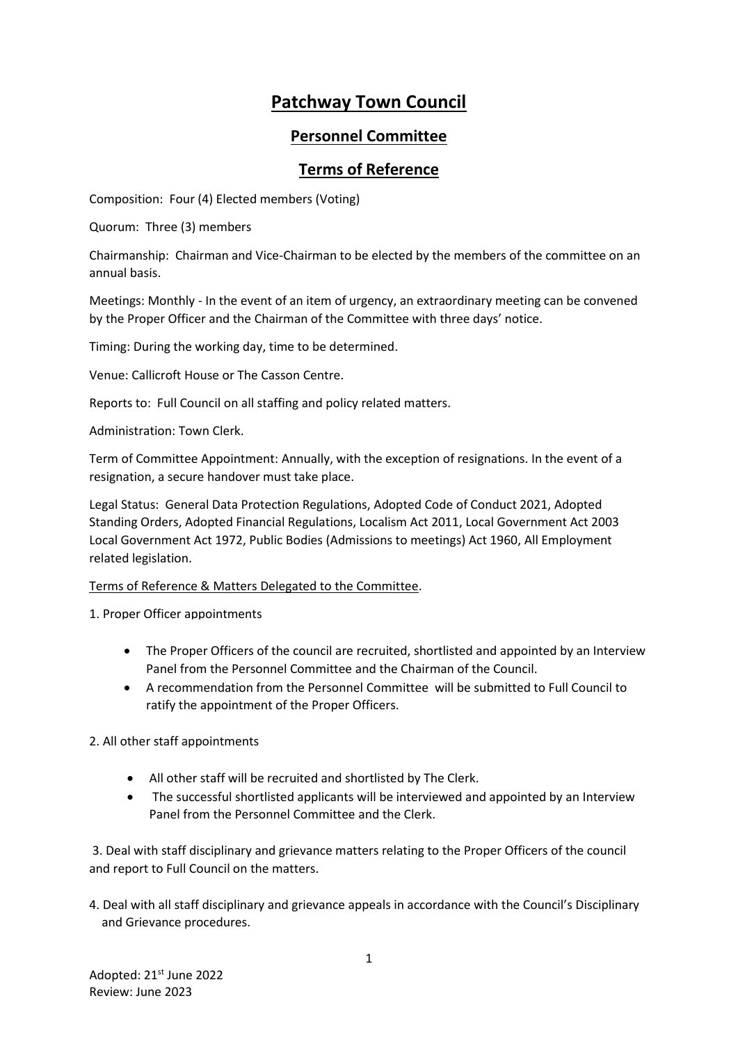# Patchway Town Council

## Personnel Committee

## Terms of Reference

Composition: Four (4) Elected members (Voting)

Quorum: Three (3) members

Chairmanship: Chairman and Vice-Chairman to be elected by the members of the committee on an annual basis.

Meetings: Monthly - In the event of an item of urgency, an extraordinary meeting can be convened by the Proper Officer and the Chairman of the Committee with three days' notice.

Timing: During the working day, time to be determined.

Venue: Callicroft House or The Casson Centre.

Reports to: Full Council on all staffing and policy related matters.

Administration: Town Clerk.

Term of Committee Appointment: Annually, with the exception of resignations. In the event of a resignation, a secure handover must take place.

Legal Status: General Data Protection Regulations, Adopted Code of Conduct 2021, Adopted Standing Orders, Adopted Financial Regulations, Localism Act 2011, Local Government Act 2003 Local Government Act 1972, Public Bodies (Admissions to meetings) Act 1960, All Employment related legislation.

Terms of Reference & Matters Delegated to the Committee.

1. Proper Officer appointments

- The Proper Officers of the council are recruited, shortlisted and appointed by an Interview Panel from the Personnel Committee and the Chairman of the Council.
- A recommendation from the Personnel Committee will be submitted to Full Council to ratify the appointment of the Proper Officers.

2. All other staff appointments

- All other staff will be recruited and shortlisted by The Clerk.
- The successful shortlisted applicants will be interviewed and appointed by an Interview Panel from the Personnel Committee and the Clerk.

3. Deal with staff disciplinary and grievance matters relating to the Proper Officers of the council and report to Full Council on the matters.

4. Deal with all staff disciplinary and grievance appeals in accordance with the Council's Disciplinary and Grievance procedures.

Adopted: 21st June 2022
Review: June 2023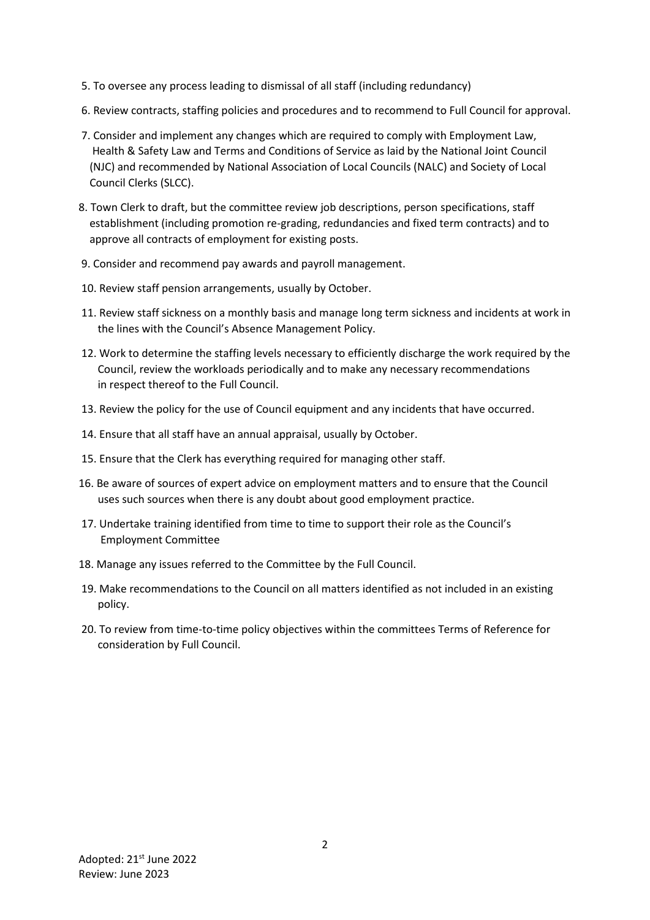5. To oversee any process leading to dismissal of all staff (including redundancy)

6. Review contracts, staffing policies and procedures and to recommend to Full Council for approval.

7. Consider and implement any changes which are required to comply with Employment Law, Health & Safety Law and Terms and Conditions of Service as laid by the National Joint Council (NJC) and recommended by National Association of Local Councils (NALC) and Society of Local Council Clerks (SLCC).

8. Town Clerk to draft, but the committee review job descriptions, person specifications, staff establishment (including promotion re-grading, redundancies and fixed term contracts) and to approve all contracts of employment for existing posts.

9. Consider and recommend pay awards and payroll management.

10. Review staff pension arrangements, usually by October.

11. Review staff sickness on a monthly basis and manage long term sickness and incidents at work in the lines with the Council's Absence Management Policy.

12. Work to determine the staffing levels necessary to efficiently discharge the work required by the Council, review the workloads periodically and to make any necessary recommendations in respect thereof to the Full Council.

13. Review the policy for the use of Council equipment and any incidents that have occurred.

14. Ensure that all staff have an annual appraisal, usually by October.

15. Ensure that the Clerk has everything required for managing other staff.

16. Be aware of sources of expert advice on employment matters and to ensure that the Council uses such sources when there is any doubt about good employment practice.

17. Undertake training identified from time to time to support their role as the Council's Employment Committee

18. Manage any issues referred to the Committee by the Full Council.

19. Make recommendations to the Council on all matters identified as not included in an existing policy.

20. To review from time-to-time policy objectives within the committees Terms of Reference for consideration by Full Council.

Adopted: 21st June 2022
Review: June 2023